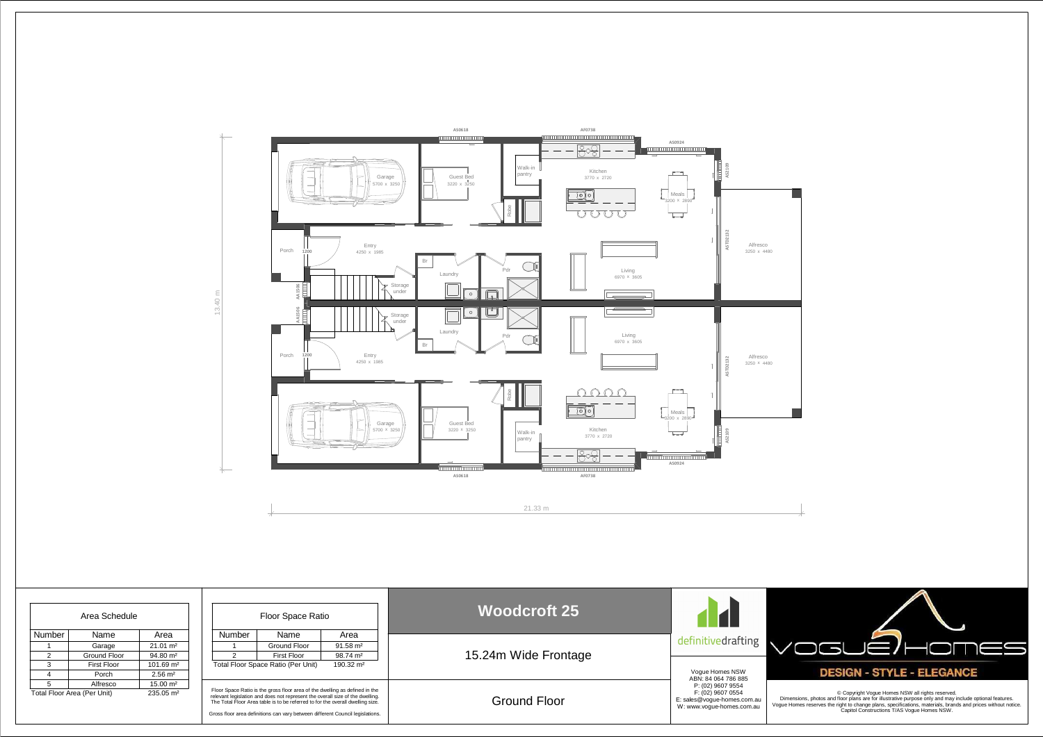Garage
5700 x 3250

Guest Bed
3220 x 3250

Walk-in pantry

Robe

Kitchen
3770 x 2720

Meals
3200 x 2890

Alfresco
3250 x 4480

Porch

Entry
4250 x 1985

Br

Laundry

Storage under

Pdr

Living
6970 x 3605

13.40 m

21.33 m

| Area Schedule | | |
|---|---|---|
| Number | Name | Area |
| 1 | Garage | 21.01 m² |
| 2 | Ground Floor | 94.80 m² |
| 3 | First Floor | 101.69 m² |
| 4 | Porch | 2.56 m² |
| 5 | Alfresco | 15.00 m² |
| Total Floor Area (Per Unit) | | 235.05 m² |

| Floor Space Ratio | | |
|---|---|---|
| Number | Name | Area |
| 1 | Ground Floor | 91.58 m² |
| 2 | First Floor | 98.74 m² |
| Total Floor Space Ratio (Per Unit) | | 190.32 m² |

Floor Space Ratio is the gross floor area of the dwelling as defined in the relevant legislation and does not represent the overall size of the dwelling. The Total Floor Area table is to be referred to for the overall dwelling size.

Gross floor area definitions can vary between different Council legislations.

# Woodcroft 25

15.24m Wide Frontage

Ground Floor

definitivedrafting

Vogue Homes NSW
ABN: 84 064 786 885
P: (02) 9607 9554
F: (02) 9607 0554
E: sales@vogue-homes.com.au
W: www.vogue-homes.com.au

VOGUE HOMES
DESIGN - STYLE - ELEGANCE

© Copyright Vogue Homes NSW all rights reserved.
Dimensions, photos and floor plans are for illustrative purpose only and may include optional features.
Vogue Homes reserves the right to change plans, specifications, materials, brands and prices without notice.
Capitol Constructions T/AS Vogue Homes NSW.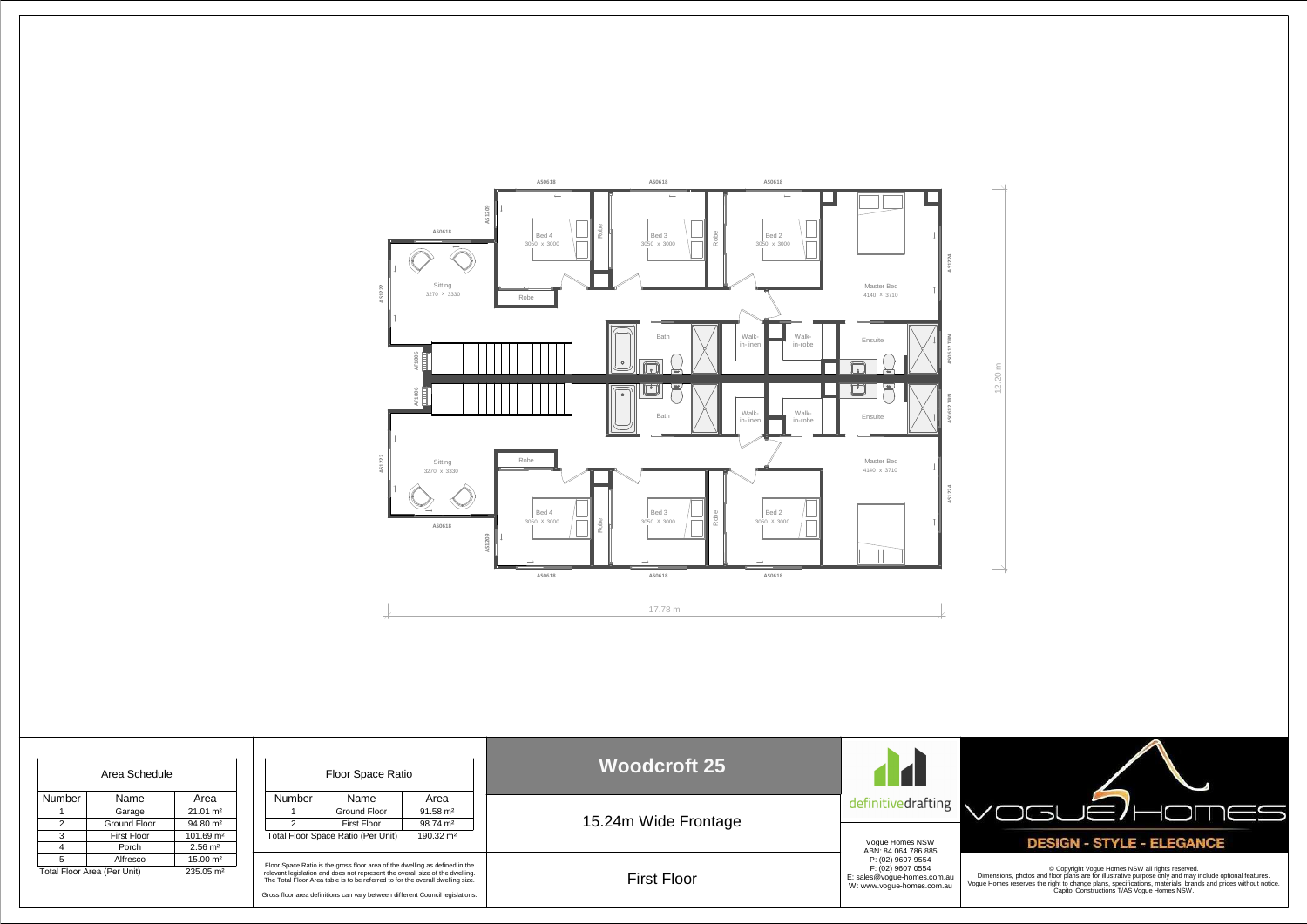Bed 4
3050 x 3000

Bed 3
3050 x 3000

Bed 2
3050 x 3000

Master Bed
4140 x 3710

Sitting
3270 x 3330

Robe

Bath

Walk-in-linen

Walk-in-robe

Ensuite

12.20 m

17.78 m

| Area Schedule | | |
|---|---|---|
| Number | Name | Area |
| 1 | Garage | 21.01 m² |
| 2 | Ground Floor | 94.80 m² |
| 3 | First Floor | 101.69 m² |
| 4 | Porch | 2.56 m² |
| 5 | Alfresco | 15.00 m² |
| Total Floor Area (Per Unit) | | 235.05 m² |

| Floor Space Ratio | | |
|---|---|---|
| Number | Name | Area |
| 1 | Ground Floor | 91.58 m² |
| 2 | First Floor | 98.74 m² |
| Total Floor Space Ratio (Per Unit) | | 190.32 m² |

Floor Space Ratio is the gross floor area of the dwelling as defined in the relevant legislation and does not represent the overall size of the dwelling. The Total Floor Area table is to be referred to for the overall dwelling size.

Gross floor area definitions can vary between different Council legislations.

# Woodcroft 25

15.24m Wide Frontage

First Floor

definitivedrafting

Vogue Homes NSW
ABN: 84 064 786 885
P: (02) 9607 9554
F: (02) 9607 0554
E: sales@vogue-homes.com.au
W: www.vogue-homes.com.au

VOGUE HOMES
DESIGN - STYLE - ELEGANCE

© Copyright Vogue Homes NSW all rights reserved.
Dimensions, photos and floor plans are for illustrative purpose only and may include optional features.
Vogue Homes reserves the right to change plans, specifications, materials, brands and prices without notice.
Capitol Constructions T/AS Vogue Homes NSW.